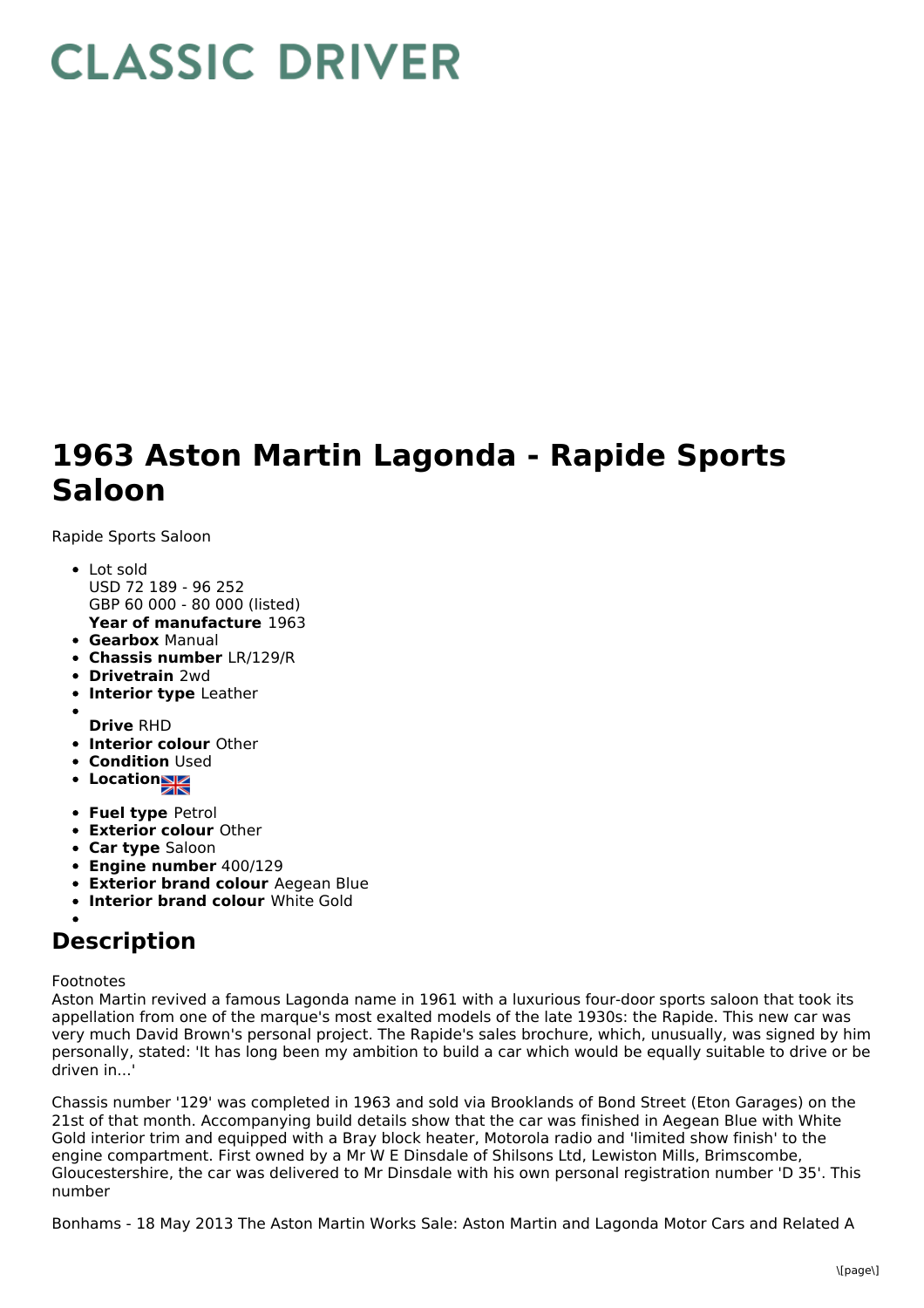# CLASSIC DRIVER

# 1963 Aston Martin Lagonda - Rapide Sports Saloon

Rapide Sports Saloon

- Lot sold
  USD 72 189 - 96 252
  GBP 60 000 - 80 000 (listed)
  **Year of manufacture** 1963
- **Gearbox** Manual
- **Chassis number** LR/129/R
- **Drivetrain** 2wd
- **Interior type** Leather
- **Drive** RHD
- **Interior colour** Other
- **Condition** Used
- **Location**
- **Fuel type** Petrol
- **Exterior colour** Other
- **Car type** Saloon
- **Engine number** 400/129
- **Exterior brand colour** Aegean Blue
- **Interior brand colour** White Gold

## Description

Footnotes
Aston Martin revived a famous Lagonda name in 1961 with a luxurious four-door sports saloon that took its appellation from one of the marque's most exalted models of the late 1930s: the Rapide. This new car was very much David Brown's personal project. The Rapide's sales brochure, which, unusually, was signed by him personally, stated: 'It has long been my ambition to build a car which would be equally suitable to drive or be driven in...'

Chassis number '129' was completed in 1963 and sold via Brooklands of Bond Street (Eton Garages) on the 21st of that month. Accompanying build details show that the car was finished in Aegean Blue with White Gold interior trim and equipped with a Bray block heater, Motorola radio and 'limited show finish' to the engine compartment. First owned by a Mr W E Dinsdale of Shilsons Ltd, Lewiston Mills, Brimscombe, Gloucestershire, the car was delivered to Mr Dinsdale with his own personal registration number 'D 35'. This number

Bonhams - 18 May 2013 The Aston Martin Works Sale: Aston Martin and Lagonda Motor Cars and Related A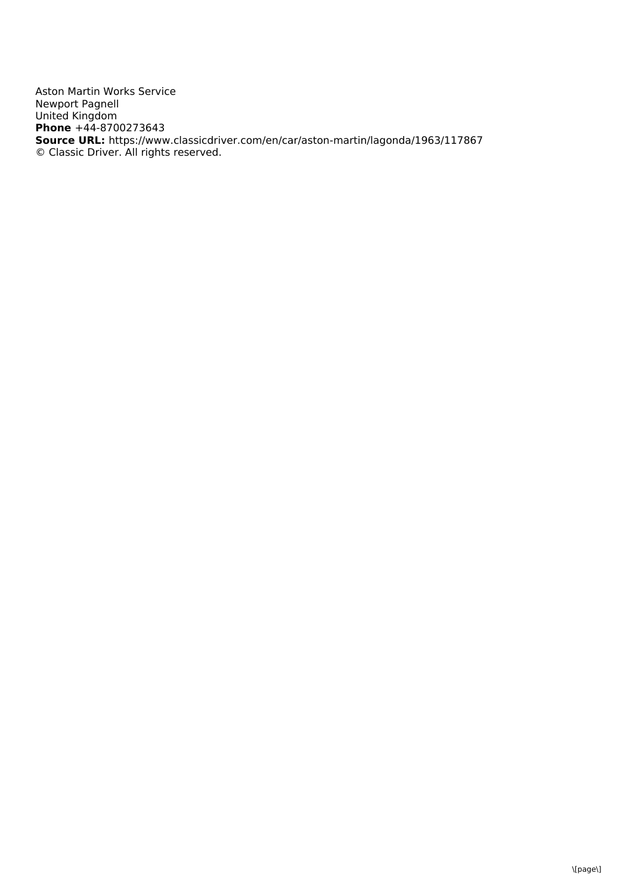Aston Martin Works Service
Newport Pagnell
United Kingdom
**Phone** +44-8700273643
**Source URL:** https://www.classicdriver.com/en/car/aston-martin/lagonda/1963/117867
© Classic Driver. All rights reserved.